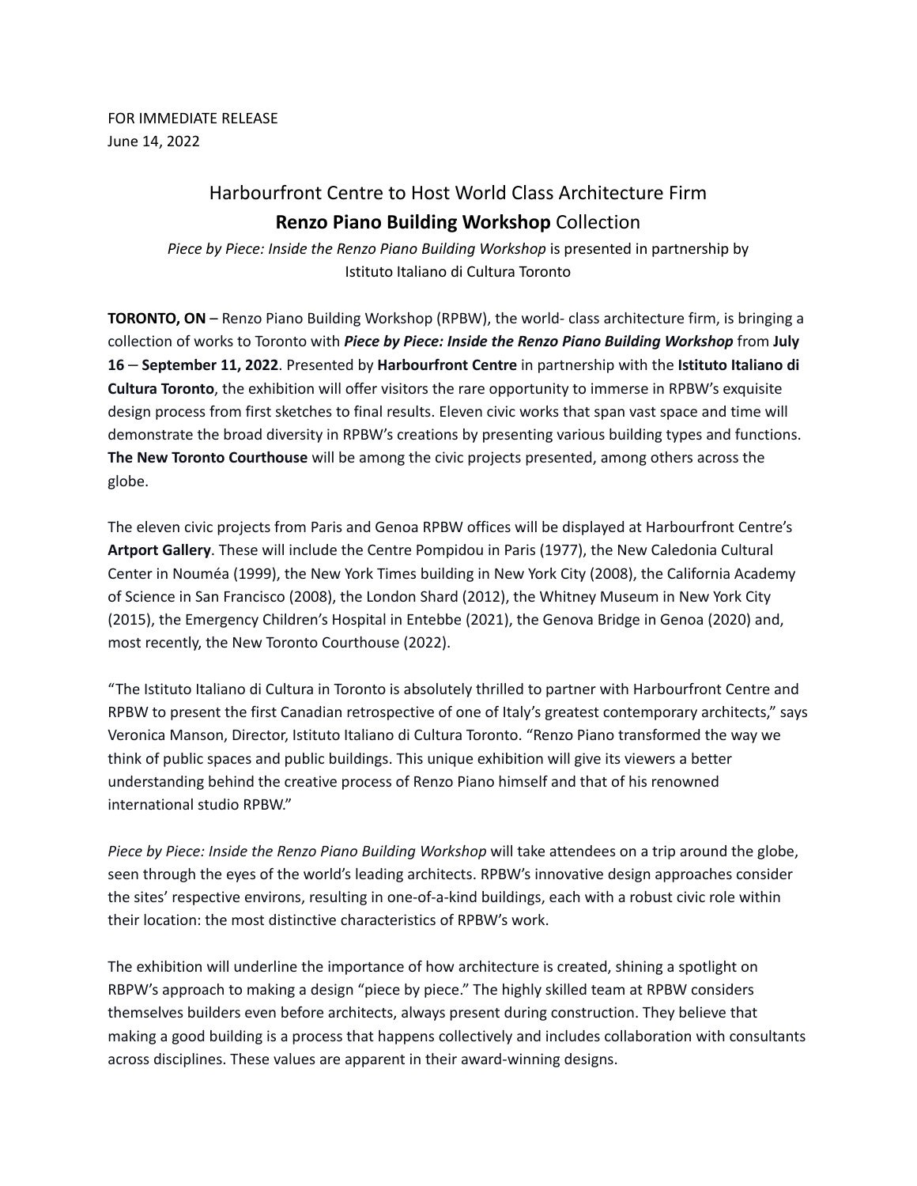FOR IMMEDIATE RELEASE
June 14, 2022

# Harbourfront Centre to Host World Class Architecture Firm **Renzo Piano Building Workshop** Collection

*Piece by Piece: Inside the Renzo Piano Building Workshop* is presented in partnership by Istituto Italiano di Cultura Toronto

**TORONTO, ON** – Renzo Piano Building Workshop (RPBW), the world- class architecture firm, is bringing a collection of works to Toronto with ***Piece by Piece: Inside the Renzo Piano Building Workshop*** from **July 16 – September 11, 2022**. Presented by **Harbourfront Centre** in partnership with the **Istituto Italiano di Cultura Toronto**, the exhibition will offer visitors the rare opportunity to immerse in RPBW's exquisite design process from first sketches to final results. Eleven civic works that span vast space and time will demonstrate the broad diversity in RPBW's creations by presenting various building types and functions. **The New Toronto Courthouse** will be among the civic projects presented, among others across the globe.

The eleven civic projects from Paris and Genoa RPBW offices will be displayed at Harbourfront Centre's **Artport Gallery**. These will include the Centre Pompidou in Paris (1977), the New Caledonia Cultural Center in Nouméa (1999), the New York Times building in New York City (2008), the California Academy of Science in San Francisco (2008), the London Shard (2012), the Whitney Museum in New York City (2015), the Emergency Children's Hospital in Entebbe (2021), the Genova Bridge in Genoa (2020) and, most recently, the New Toronto Courthouse (2022).

"The Istituto Italiano di Cultura in Toronto is absolutely thrilled to partner with Harbourfront Centre and RPBW to present the first Canadian retrospective of one of Italy's greatest contemporary architects," says Veronica Manson, Director, Istituto Italiano di Cultura Toronto. "Renzo Piano transformed the way we think of public spaces and public buildings. This unique exhibition will give its viewers a better understanding behind the creative process of Renzo Piano himself and that of his renowned international studio RPBW."

*Piece by Piece: Inside the Renzo Piano Building Workshop* will take attendees on a trip around the globe, seen through the eyes of the world's leading architects. RPBW's innovative design approaches consider the sites' respective environs, resulting in one-of-a-kind buildings, each with a robust civic role within their location: the most distinctive characteristics of RPBW's work.

The exhibition will underline the importance of how architecture is created, shining a spotlight on RBPW's approach to making a design "piece by piece." The highly skilled team at RPBW considers themselves builders even before architects, always present during construction. They believe that making a good building is a process that happens collectively and includes collaboration with consultants across disciplines. These values are apparent in their award-winning designs.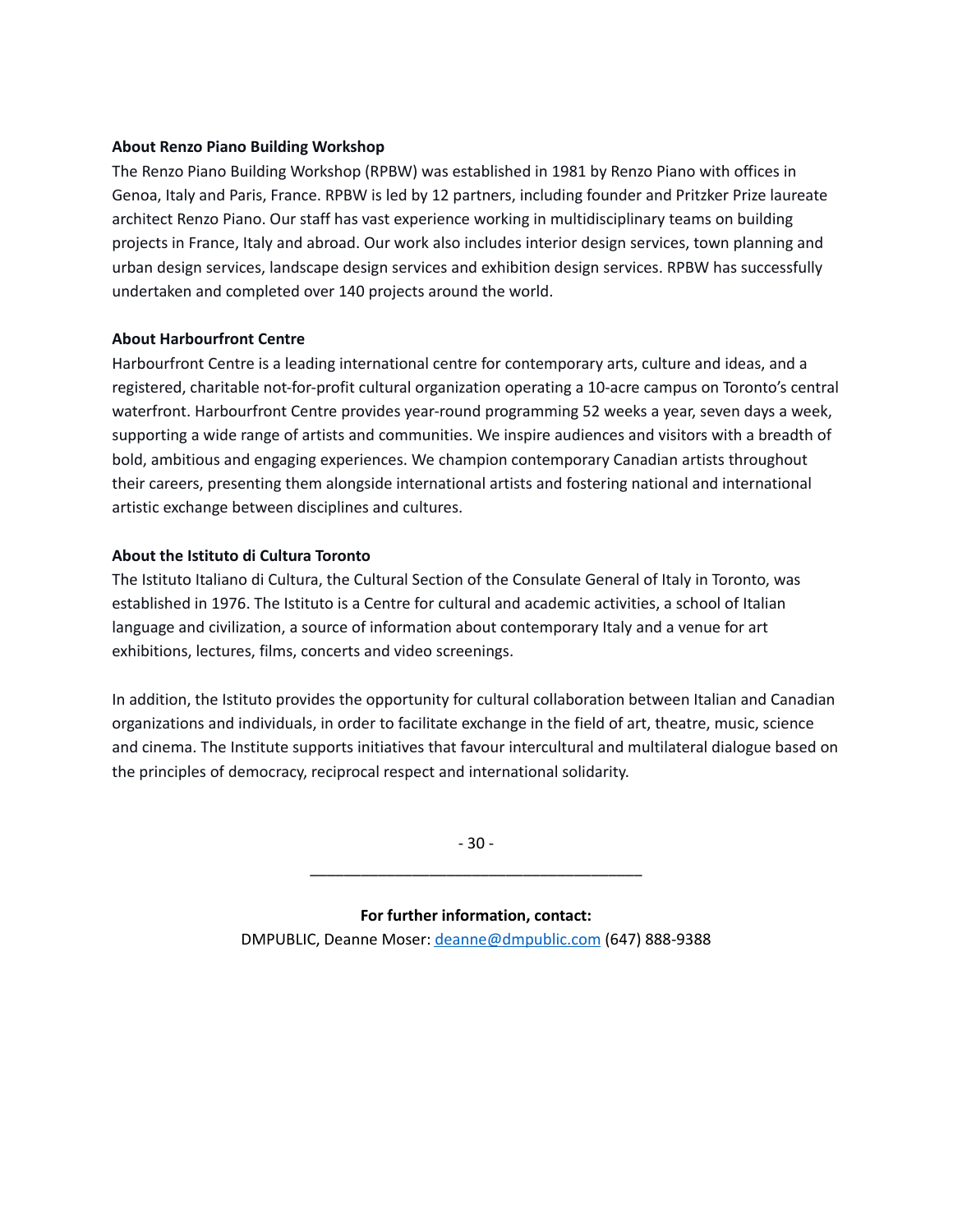**About Renzo Piano Building Workshop**

The Renzo Piano Building Workshop (RPBW) was established in 1981 by Renzo Piano with offices in Genoa, Italy and Paris, France. RPBW is led by 12 partners, including founder and Pritzker Prize laureate architect Renzo Piano. Our staff has vast experience working in multidisciplinary teams on building projects in France, Italy and abroad. Our work also includes interior design services, town planning and urban design services, landscape design services and exhibition design services. RPBW has successfully undertaken and completed over 140 projects around the world.

**About Harbourfront Centre**

Harbourfront Centre is a leading international centre for contemporary arts, culture and ideas, and a registered, charitable not-for-profit cultural organization operating a 10-acre campus on Toronto's central waterfront. Harbourfront Centre provides year-round programming 52 weeks a year, seven days a week, supporting a wide range of artists and communities. We inspire audiences and visitors with a breadth of bold, ambitious and engaging experiences. We champion contemporary Canadian artists throughout their careers, presenting them alongside international artists and fostering national and international artistic exchange between disciplines and cultures.

**About the Istituto di Cultura Toronto**

The Istituto Italiano di Cultura, the Cultural Section of the Consulate General of Italy in Toronto, was established in 1976. The Istituto is a Centre for cultural and academic activities, a school of Italian language and civilization, a source of information about contemporary Italy and a venue for art exhibitions, lectures, films, concerts and video screenings.

In addition, the Istituto provides the opportunity for cultural collaboration between Italian and Canadian organizations and individuals, in order to facilitate exchange in the field of art, theatre, music, science and cinema. The Institute supports initiatives that favour intercultural and multilateral dialogue based on the principles of democracy, reciprocal respect and international solidarity.

- 30 -

---

**For further information, contact:**

DMPUBLIC, Deanne Moser: deanne@dmpublic.com (647) 888-9388